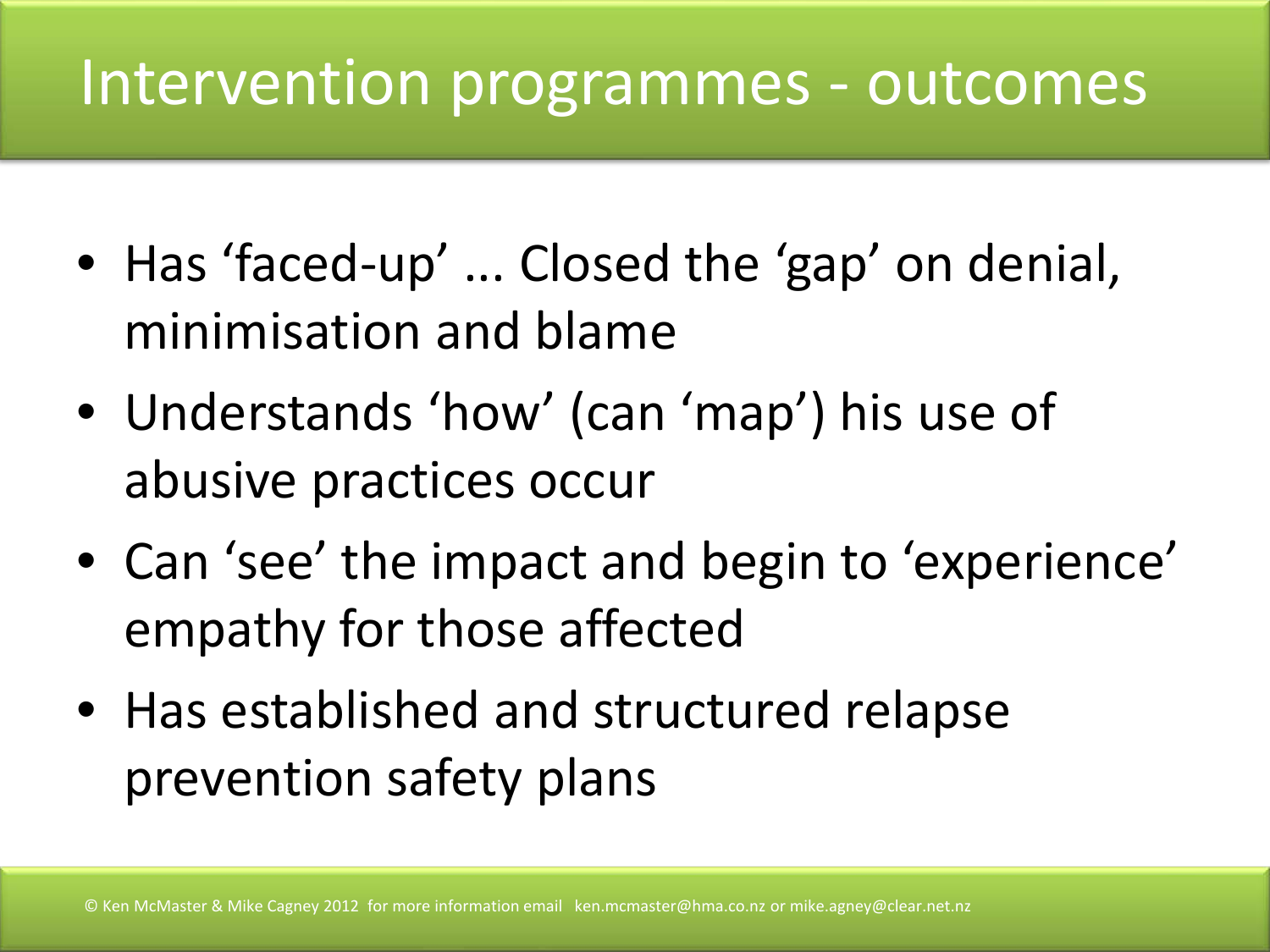# Intervention programmes - outcomes

- Has 'faced-up' ... Closed the 'gap' on denial, minimisation and blame
- Understands 'how' (can 'map') his use of abusive practices occur
- Can 'see' the impact and begin to 'experience' empathy for those affected
- Has established and structured relapse prevention safety plans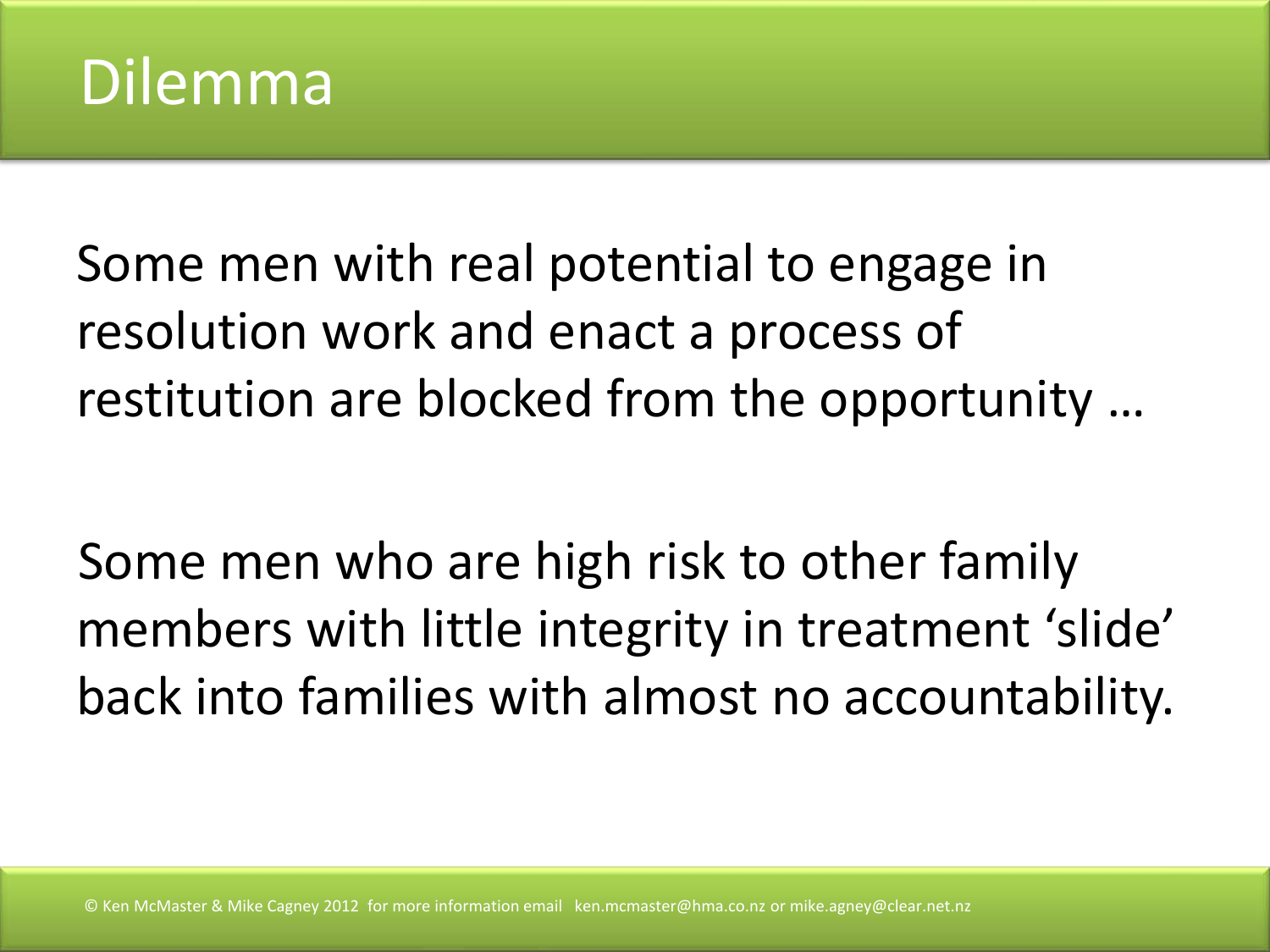# Dilemma

Some men with real potential to engage in resolution work and enact a process of restitution are blocked from the opportunity …

Some men who are high risk to other family members with little integrity in treatment 'slide' back into families with almost no accountability.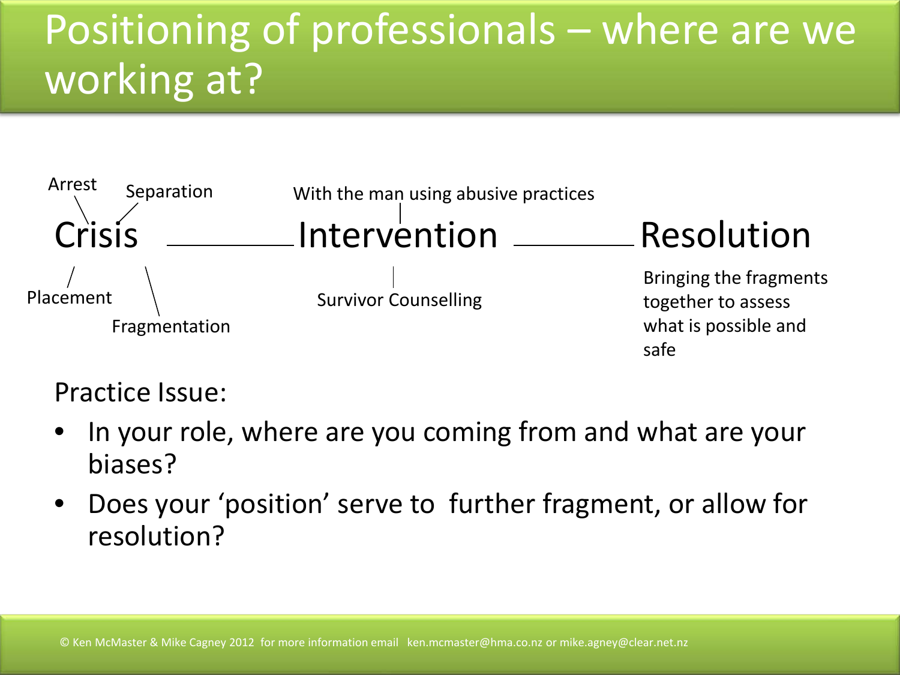# Positioning of professionals – where are we working at?

Arrest

Separation

Crisis ——— Intervention ——— Resolution

Placement

Fragmentation

With the man using abusive practices

Survivor Counselling

Bringing the fragments together to assess what is possible and safe

Practice Issue:

- In your role, where are you coming from and what are your biases?
- Does your 'position' serve to further fragment, or allow for resolution?

© Ken McMaster & Mike Cagney 2012 for more information email ken.mcmaster@hma.co.nz or mike.agney@clear.net.nz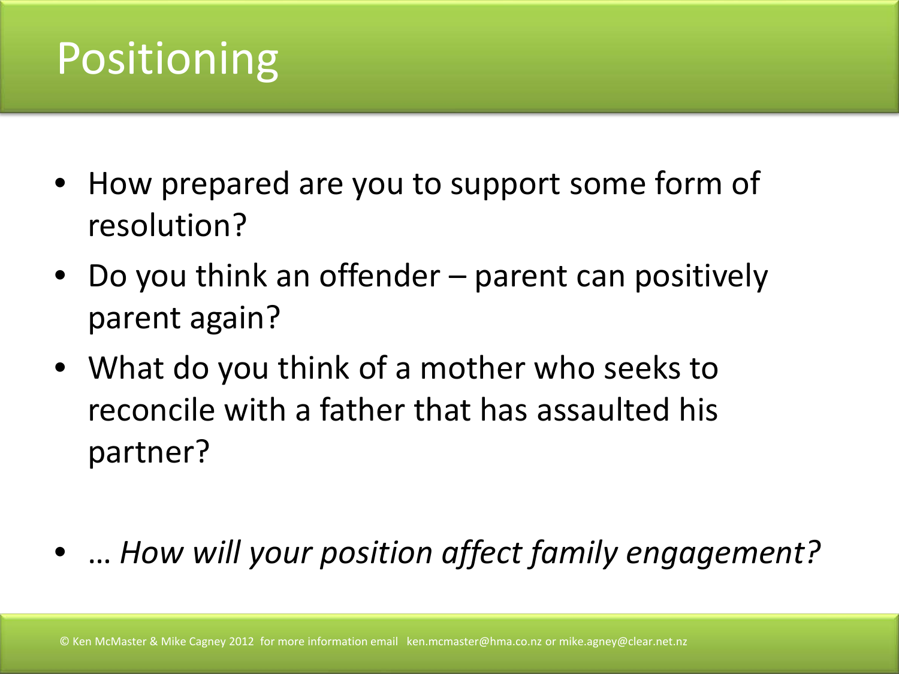# Positioning

- How prepared are you to support some form of resolution?
- Do you think an offender – parent can positively parent again?
- What do you think of a mother who seeks to reconcile with a father that has assaulted his partner?

- … *How will your position affect family engagement?*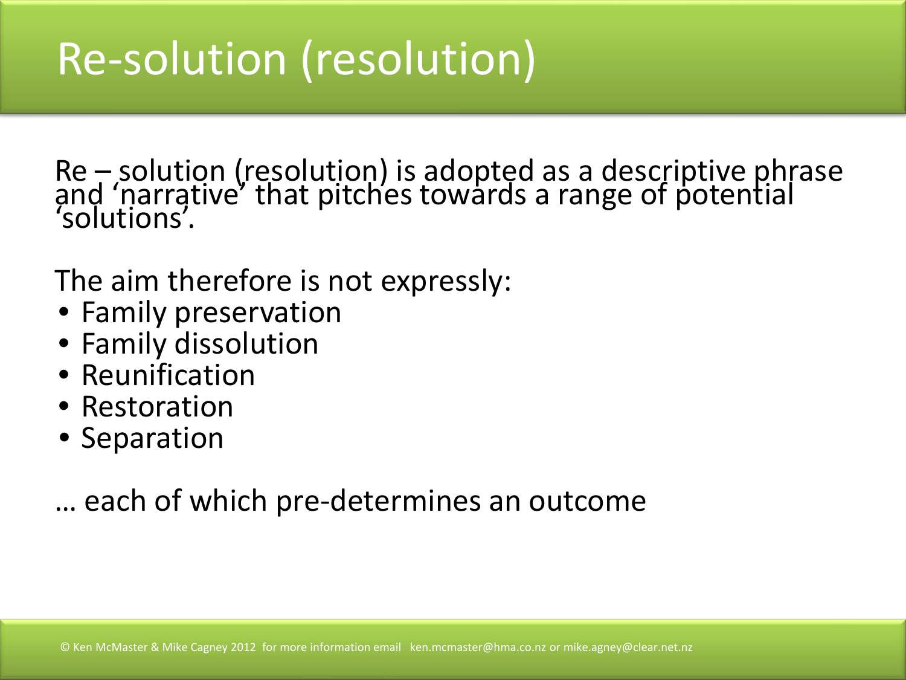# Re-solution (resolution)

Re – solution (resolution) is adopted as a descriptive phrase and 'narrative' that pitches towards a range of potential 'solutions'.

The aim therefore is not expressly:

- Family preservation
- Family dissolution
- Reunification
- Restoration
- Separation

… each of which pre-determines an outcome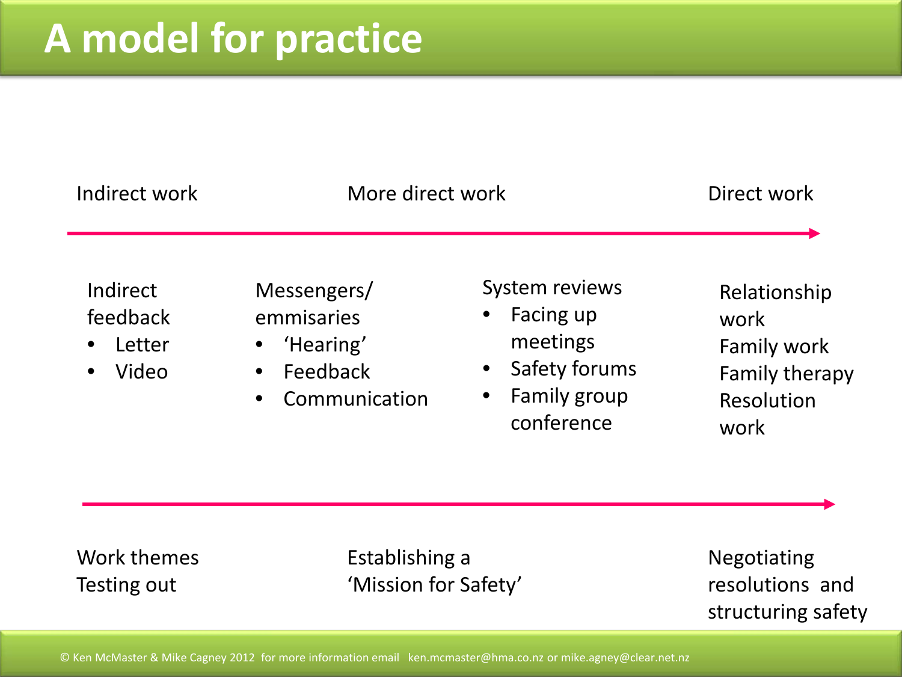# A model for practice

Indirect work — More direct work — Direct work

Indirect feedback
- Letter
- Video

Messengers/ emmisaries
- 'Hearing'
- Feedback
- Communication

System reviews
- Facing up meetings
- Safety forums
- Family group conference

Relationship work
Family work
Family therapy
Resolution work

Work themes
Testing out

Establishing a 'Mission for Safety'

Negotiating resolutions and structuring safety

© Ken McMaster & Mike Cagney 2012 for more information email ken.mcmaster@hma.co.nz or mike.agney@clear.net.nz